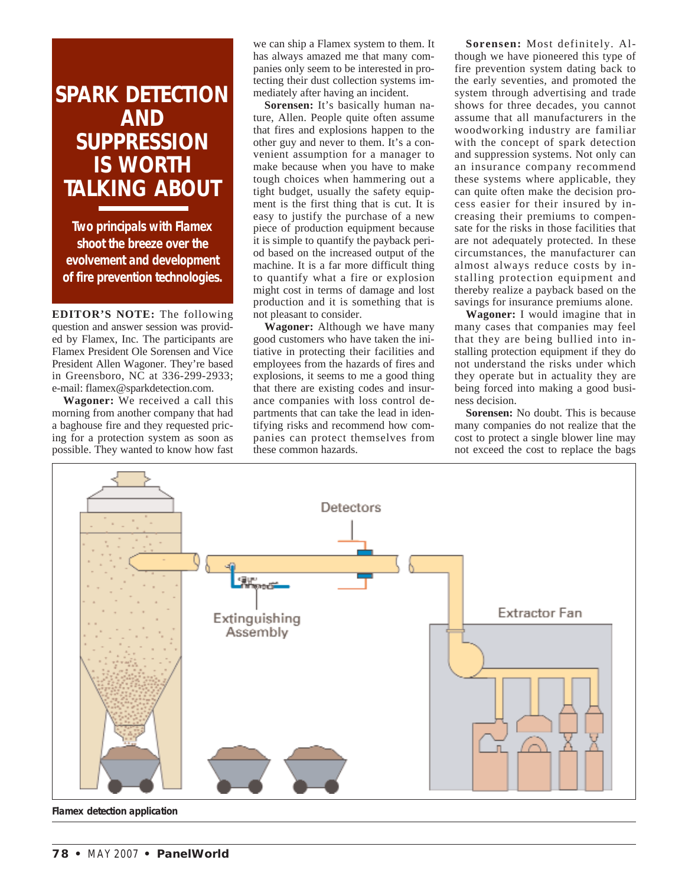# SPARK DETECTION AND SUPPRESSION IS WORTH TALKING ABOUT

**Two principals with Flamex shoot the breeze over the evolvement and development of fire prevention technologies.**

**EDITOR'S NOTE:** The following question and answer session was provided by Flamex, Inc. The participants are Flamex President Ole Sorensen and Vice President Allen Wagoner. They're based in Greensboro, NC at 336-299-2933; e-mail: flamex@sparkdetection.com.

**Wagoner:** We received a call this morning from another company that had a baghouse fire and they requested pricing for a protection system as soon as possible. They wanted to know how fast we can ship a Flamex system to them. It has always amazed me that many companies only seem to be interested in protecting their dust collection systems immediately after having an incident.

**Sorensen:** It's basically human nature, Allen. People quite often assume that fires and explosions happen to the other guy and never to them. It's a convenient assumption for a manager to make because when you have to make tough choices when hammering out a tight budget, usually the safety equipment is the first thing that is cut. It is easy to justify the purchase of a new piece of production equipment because it is simple to quantify the payback period based on the increased output of the machine. It is a far more difficult thing to quantify what a fire or explosion might cost in terms of damage and lost production and it is something that is not pleasant to consider.

**Wagoner:** Although we have many good customers who have taken the initiative in protecting their facilities and employees from the hazards of fires and explosions, it seems to me a good thing that there are existing codes and insurance companies with loss control departments that can take the lead in identifying risks and recommend how companies can protect themselves from these common hazards.

**Sorensen:** Most definitely. Although we have pioneered this type of fire prevention system dating back to the early seventies, and promoted the system through advertising and trade shows for three decades, you cannot assume that all manufacturers in the woodworking industry are familiar with the concept of spark detection and suppression systems. Not only can an insurance company recommend these systems where applicable, they can quite often make the decision process easier for their insured by increasing their premiums to compensate for the risks in those facilities that are not adequately protected. In these circumstances, the manufacturer can almost always reduce costs by installing protection equipment and thereby realize a payback based on the savings for insurance premiums alone.

**Wagoner:** I would imagine that in many cases that companies may feel that they are being bullied into installing protection equipment if they do not understand the risks under which they operate but in actuality they are being forced into making a good business decision.

**Sorensen:** No doubt. This is because many companies do not realize that the cost to protect a single blower line may not exceed the cost to replace the bags

Flamex detection application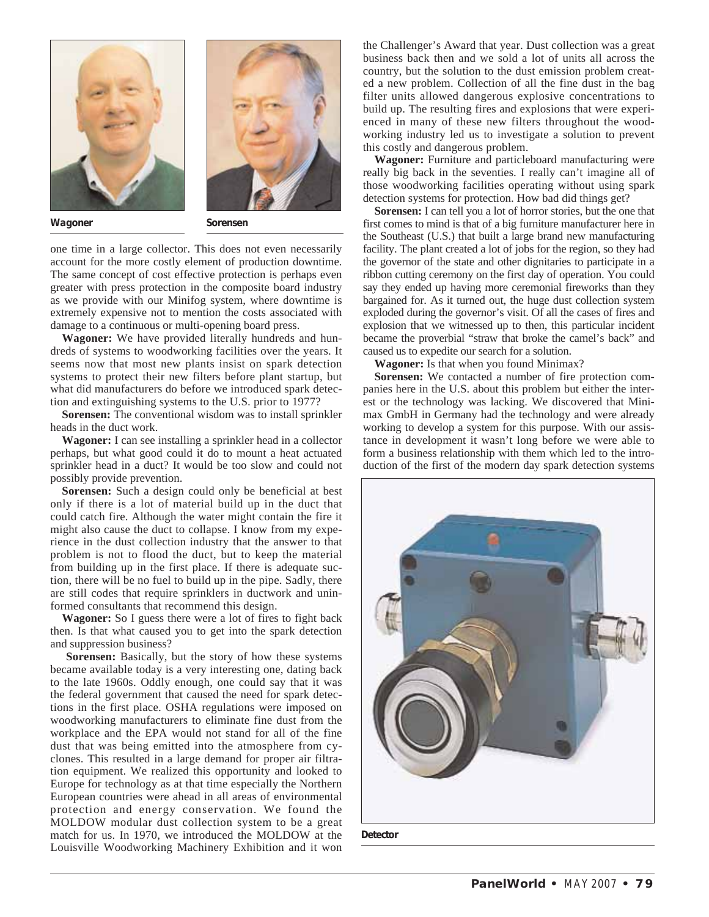Wagoner

Sorensen

one time in a large collector. This does not even necessarily account for the more costly element of production downtime. The same concept of cost effective protection is perhaps even greater with press protection in the composite board industry as we provide with our Minifog system, where downtime is extremely expensive not to mention the costs associated with damage to a continuous or multi-opening board press.

**Wagoner:** We have provided literally hundreds and hundreds of systems to woodworking facilities over the years. It seems now that most new plants insist on spark detection systems to protect their new filters before plant startup, but what did manufacturers do before we introduced spark detection and extinguishing systems to the U.S. prior to 1977?

**Sorensen:** The conventional wisdom was to install sprinkler heads in the duct work.

**Wagoner:** I can see installing a sprinkler head in a collector perhaps, but what good could it do to mount a heat actuated sprinkler head in a duct? It would be too slow and could not possibly provide prevention.

**Sorensen:** Such a design could only be beneficial at best only if there is a lot of material build up in the duct that could catch fire. Although the water might contain the fire it might also cause the duct to collapse. I know from my experience in the dust collection industry that the answer to that problem is not to flood the duct, but to keep the material from building up in the first place. If there is adequate suction, there will be no fuel to build up in the pipe. Sadly, there are still codes that require sprinklers in ductwork and uninformed consultants that recommend this design.

**Wagoner:** So I guess there were a lot of fires to fight back then. Is that what caused you to get into the spark detection and suppression business?

**Sorensen:** Basically, but the story of how these systems became available today is a very interesting one, dating back to the late 1960s. Oddly enough, one could say that it was the federal government that caused the need for spark detections in the first place. OSHA regulations were imposed on woodworking manufacturers to eliminate fine dust from the workplace and the EPA would not stand for all of the fine dust that was being emitted into the atmosphere from cyclones. This resulted in a large demand for proper air filtration equipment. We realized this opportunity and looked to Europe for technology as at that time especially the Northern European countries were ahead in all areas of environmental protection and energy conservation. We found the MOLDOW modular dust collection system to be a great match for us. In 1970, we introduced the MOLDOW at the Louisville Woodworking Machinery Exhibition and it won the Challenger's Award that year. Dust collection was a great business back then and we sold a lot of units all across the country, but the solution to the dust emission problem created a new problem. Collection of all the fine dust in the bag filter units allowed dangerous explosive concentrations to build up. The resulting fires and explosions that were experienced in many of these new filters throughout the woodworking industry led us to investigate a solution to prevent this costly and dangerous problem.

**Wagoner:** Furniture and particleboard manufacturing were really big back in the seventies. I really can't imagine all of those woodworking facilities operating without using spark detection systems for protection. How bad did things get?

**Sorensen:** I can tell you a lot of horror stories, but the one that first comes to mind is that of a big furniture manufacturer here in the Southeast (U.S.) that built a large brand new manufacturing facility. The plant created a lot of jobs for the region, so they had the governor of the state and other dignitaries to participate in a ribbon cutting ceremony on the first day of operation. You could say they ended up having more ceremonial fireworks than they bargained for. As it turned out, the huge dust collection system exploded during the governor's visit. Of all the cases of fires and explosion that we witnessed up to then, this particular incident became the proverbial "straw that broke the camel's back" and caused us to expedite our search for a solution.

**Wagoner:** Is that when you found Minimax?

**Sorensen:** We contacted a number of fire protection companies here in the U.S. about this problem but either the interest or the technology was lacking. We discovered that Minimax GmbH in Germany had the technology and were already working to develop a system for this purpose. With our assistance in development it wasn't long before we were able to form a business relationship with them which led to the introduction of the first of the modern day spark detection systems

Detector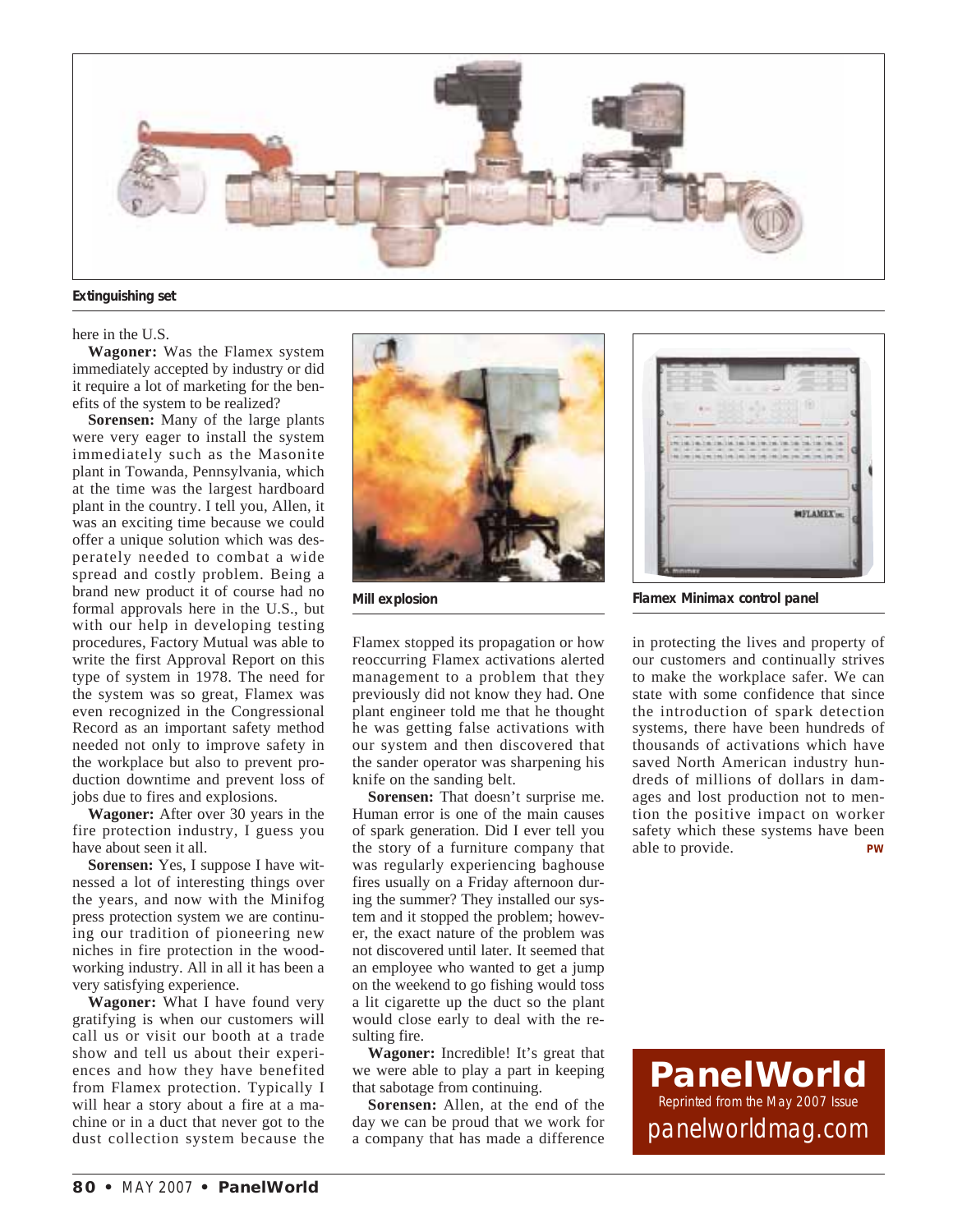Extinguishing set

here in the U.S.

**Wagoner:** Was the Flamex system immediately accepted by industry or did it require a lot of marketing for the benefits of the system to be realized?

**Sorensen:** Many of the large plants were very eager to install the system immediately such as the Masonite plant in Towanda, Pennsylvania, which at the time was the largest hardboard plant in the country. I tell you, Allen, it was an exciting time because we could offer a unique solution which was desperately needed to combat a wide spread and costly problem. Being a brand new product it of course had no formal approvals here in the U.S., but with our help in developing testing procedures, Factory Mutual was able to write the first Approval Report on this type of system in 1978. The need for the system was so great, Flamex was even recognized in the Congressional Record as an important safety method needed not only to improve safety in the workplace but also to prevent production downtime and prevent loss of jobs due to fires and explosions.

**Wagoner:** After over 30 years in the fire protection industry, I guess you have about seen it all.

**Sorensen:** Yes, I suppose I have witnessed a lot of interesting things over the years, and now with the Minifog press protection system we are continuing our tradition of pioneering new niches in fire protection in the woodworking industry. All in all it has been a very satisfying experience.

**Wagoner:** What I have found very gratifying is when our customers will call us or visit our booth at a trade show and tell us about their experiences and how they have benefited from Flamex protection. Typically I will hear a story about a fire at a machine or in a duct that never got to the dust collection system because the Flamex stopped its propagation or how reoccurring Flamex activations alerted management to a problem that they previously did not know they had. One plant engineer told me that he thought he was getting false activations with our system and then discovered that the sander operator was sharpening his knife on the sanding belt.

Mill explosion

Flamex Minimax control panel

**Sorensen:** That doesn't surprise me. Human error is one of the main causes of spark generation. Did I ever tell you the story of a furniture company that was regularly experiencing baghouse fires usually on a Friday afternoon during the summer? They installed our system and it stopped the problem; however, the exact nature of the problem was not discovered until later. It seemed that an employee who wanted to get a jump on the weekend to go fishing would toss a lit cigarette up the duct so the plant would close early to deal with the resulting fire.

**Wagoner:** Incredible! It's great that we were able to play a part in keeping that sabotage from continuing.

**Sorensen:** Allen, at the end of the day we can be proud that we work for a company that has made a difference in protecting the lives and property of our customers and continually strives to make the workplace safer. We can state with some confidence that since the introduction of spark detection systems, there have been hundreds of thousands of activations which have saved North American industry hundreds of millions of dollars in damages and lost production not to mention the positive impact on worker safety which these systems have been able to provide. **PW**

**PanelWorld**
Reprinted from the May 2007 Issue
panelworldmag.com